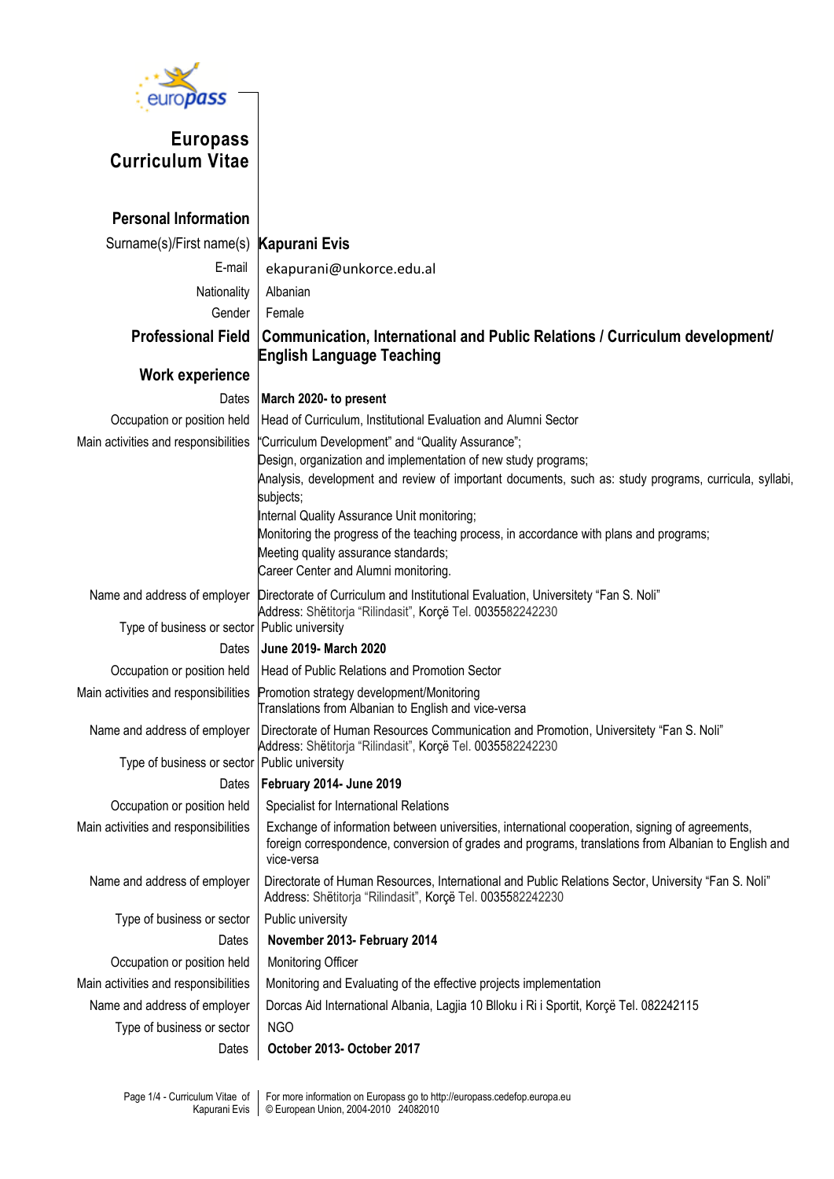# Europass Curriculum Vitae

## Personal Information

| | |
|---|---|
| Surname(s)/First name(s) | **Kapurani Evis** |
| E-mail | ekapurani@unkorce.edu.al |
| Nationality | Albanian |
| Gender | Female |
| **Professional Field** | **Communication, International and Public Relations / Curriculum development/ English Language Teaching** |

## Work experience

| | |
|---|---|
| Dates | **March 2020- to present** |
| Occupation or position held | Head of Curriculum, Institutional Evaluation and Alumni Sector |
| Main activities and responsibilities | "Curriculum Development" and "Quality Assurance";<br>Design, organization and implementation of new study programs;<br>Analysis, development and review of important documents, such as: study programs, curricula, syllabi, subjects;<br>Internal Quality Assurance Unit monitoring;<br>Monitoring the progress of the teaching process, in accordance with plans and programs;<br>Meeting quality assurance standards;<br>Career Center and Alumni monitoring. |
| Name and address of employer | Directorate of Curriculum and Institutional Evaluation, Universitety "Fan S. Noli"<br>Address: Shëtitorja "Rilindasit", Korçë Tel. 0035582242230 |
| Type of business or sector | Public university |
| Dates | **June 2019- March 2020** |
| Occupation or position held | Head of Public Relations and Promotion Sector |
| Main activities and responsibilities | Promotion strategy development/Monitoring<br>Translations from Albanian to English and vice-versa |
| Name and address of employer | Directorate of Human Resources Communication and Promotion, Universitety "Fan S. Noli"<br>Address: Shëtitorja "Rilindasit", Korçë Tel. 0035582242230 |
| Type of business or sector | Public university |
| Dates | **February 2014- June 2019** |
| Occupation or position held | Specialist for International Relations |
| Main activities and responsibilities | Exchange of information between universities, international cooperation, signing of agreements, foreign correspondence, conversion of grades and programs, translations from Albanian to English and vice-versa |
| Name and address of employer | Directorate of Human Resources, International and Public Relations Sector, University "Fan S. Noli"<br>Address: Shëtitorja "Rilindasit", Korçë Tel. 0035582242230 |
| Type of business or sector | Public university |
| Dates | **November 2013- February 2014** |
| Occupation or position held | Monitoring Officer |
| Main activities and responsibilities | Monitoring and Evaluating of the effective projects implementation |
| Name and address of employer | Dorcas Aid International Albania, Lagjia 10 Blloku i Ri i Sportit, Korçë Tel. 082242115 |
| Type of business or sector | NGO |
| Dates | **October 2013- October 2017** |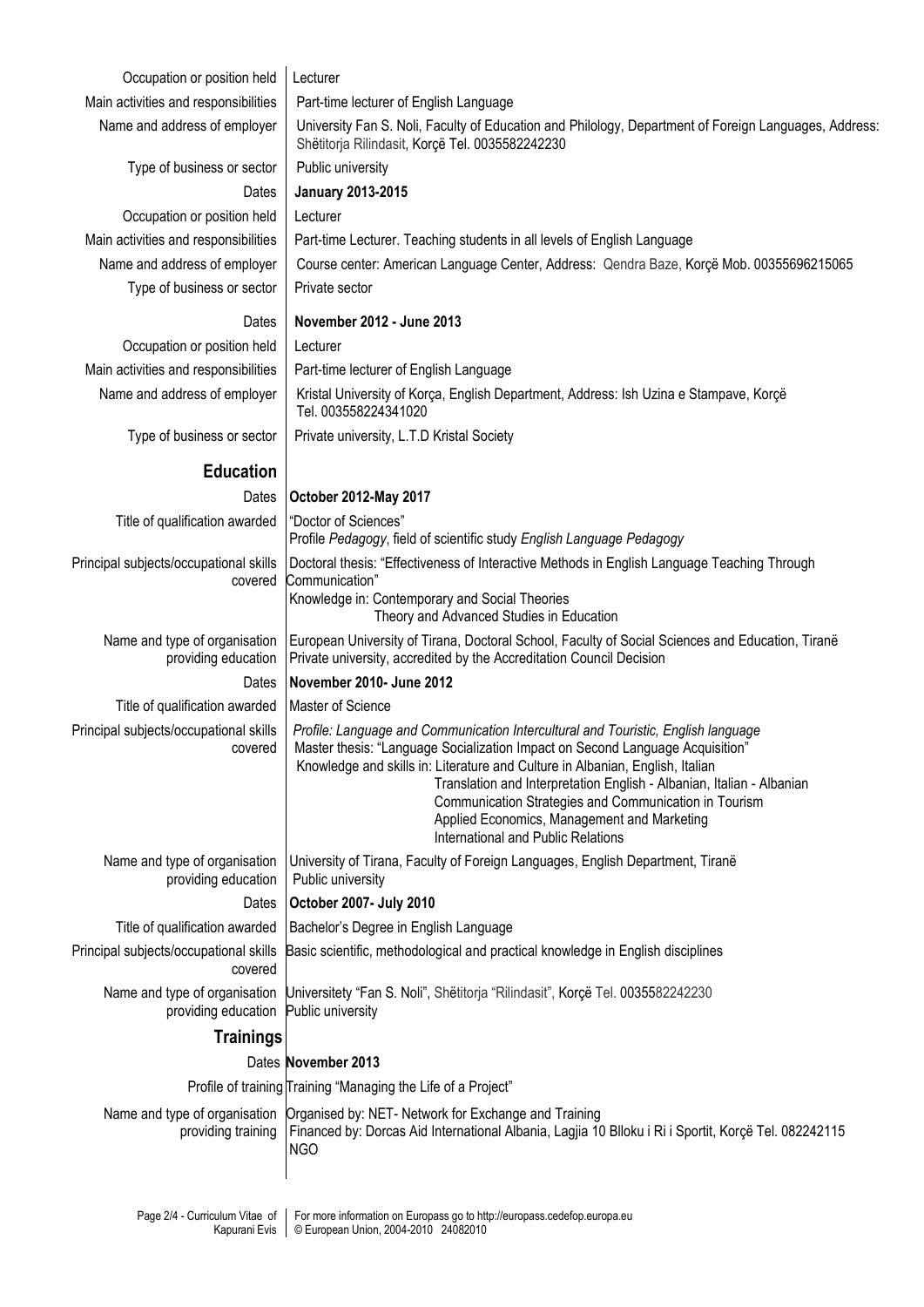| | |
|---|---|
| Occupation or position held | Lecturer |
| Main activities and responsibilities | Part-time lecturer of English Language |
| Name and address of employer | University Fan S. Noli, Faculty of Education and Philology, Department of Foreign Languages, Address: Shëtitorja Rilindasit, Korçë Tel. 0035582242230 |
| Type of business or sector | Public university |
| Dates | **January 2013-2015** |
| Occupation or position held | Lecturer |
| Main activities and responsibilities | Part-time Lecturer. Teaching students in all levels of English Language |
| Name and address of employer | Course center: American Language Center, Address: Qendra Baze, Korçë Mob. 00355696215065 |
| Type of business or sector | Private sector |
| Dates | **November 2012 - June 2013** |
| Occupation or position held | Lecturer |
| Main activities and responsibilities | Part-time lecturer of English Language |
| Name and address of employer | Kristal University of Korça, English Department, Address: Ish Uzina e Stampave, Korçë Tel. 003558224341020 |
| Type of business or sector | Private university, L.T.D Kristal Society |

## Education

| | |
|---|---|
| Dates | **October 2012-May 2017** |
| Title of qualification awarded | "Doctor of Sciences"<br>Profile *Pedagogy*, field of scientific study *English Language Pedagogy* |
| Principal subjects/occupational skills covered | Doctoral thesis: "Effectiveness of Interactive Methods in English Language Teaching Through Communication"<br>Knowledge in: Contemporary and Social Theories<br>Theory and Advanced Studies in Education |
| Name and type of organisation providing education | European University of Tirana, Doctoral School, Faculty of Social Sciences and Education, Tiranë<br>Private university, accredited by the Accreditation Council Decision |
| Dates | **November 2010- June 2012** |
| Title of qualification awarded | Master of Science |
| Principal subjects/occupational skills covered | *Profile: Language and Communication Intercultural and Touristic, English language*<br>Master thesis: "Language Socialization Impact on Second Language Acquisition"<br>Knowledge and skills in: Literature and Culture in Albanian, English, Italian<br>Translation and Interpretation English - Albanian, Italian - Albanian<br>Communication Strategies and Communication in Tourism<br>Applied Economics, Management and Marketing<br>International and Public Relations |
| Name and type of organisation providing education | University of Tirana, Faculty of Foreign Languages, English Department, Tiranë<br>Public university |
| Dates | **October 2007- July 2010** |
| Title of qualification awarded | Bachelor's Degree in English Language |
| Principal subjects/occupational skills covered | Basic scientific, methodological and practical knowledge in English disciplines |
| Name and type of organisation providing education | Universitety "Fan S. Noli", Shëtitorja "Rilindasit", Korçë Tel. 0035582242230<br>Public university |

## Trainings

| | |
|---|---|
| Dates | **November 2013** |
| Profile of training | Training "Managing the Life of a Project" |
| Name and type of organisation providing training | Organised by: NET- Network for Exchange and Training<br>Financed by: Dorcas Aid International Albania, Lagjia 10 Blloku i Ri i Sportit, Korçë Tel. 082242115<br>NGO |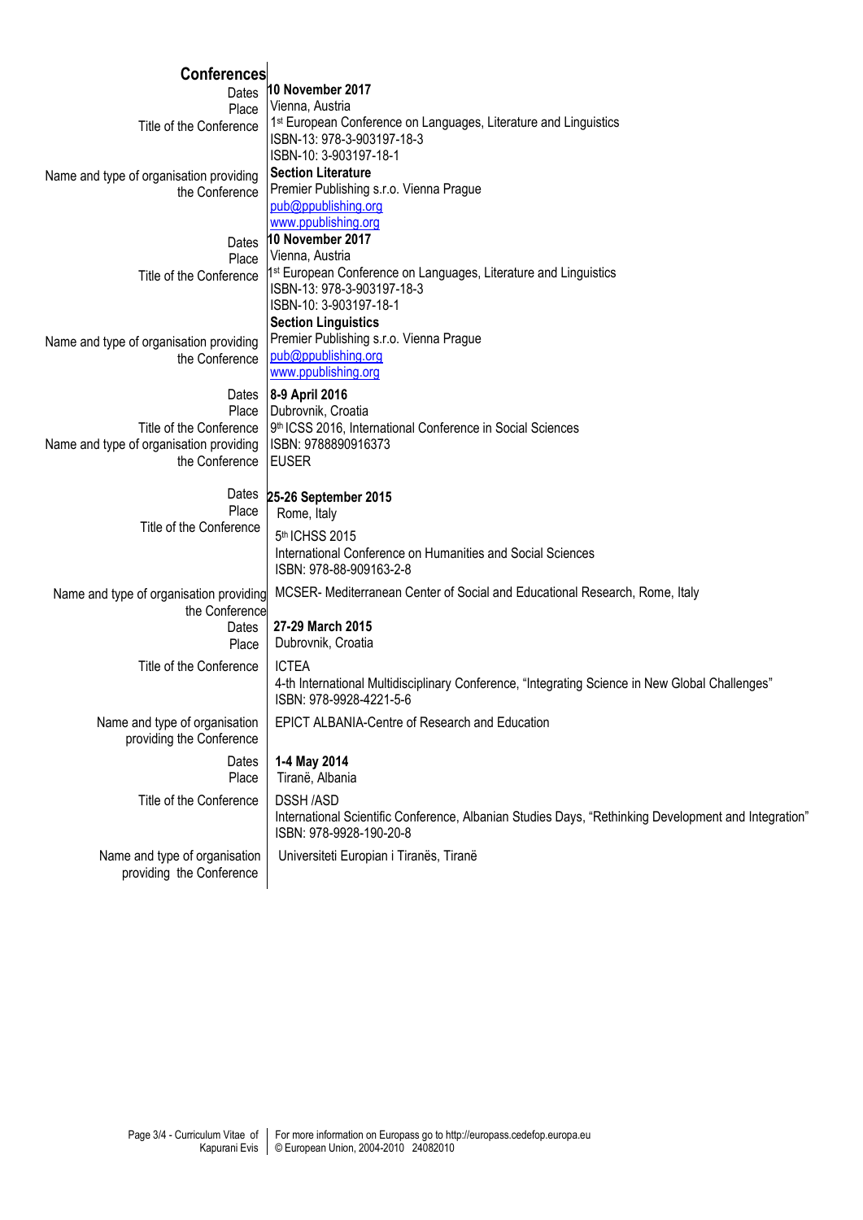## Conferences

| | |
|---|---|
| Dates | **10 November 2017** |
| Place | Vienna, Austria |
| Title of the Conference | 1st European Conference on Languages, Literature and Linguistics<br>ISBN-13: 978-3-903197-18-3<br>ISBN-10: 3-903197-18-1 |
| Name and type of organisation providing the Conference | **Section Literature**<br>Premier Publishing s.r.o. Vienna Prague<br>pub@ppublishing.org<br>www.ppublishing.org |
| Dates | **10 November 2017** |
| Place | Vienna, Austria |
| Title of the Conference | 1st European Conference on Languages, Literature and Linguistics<br>ISBN-13: 978-3-903197-18-3<br>ISBN-10: 3-903197-18-1<br>**Section Linguistics** |
| Name and type of organisation providing the Conference | Premier Publishing s.r.o. Vienna Prague<br>pub@ppublishing.org<br>www.ppublishing.org |
| Dates | **8-9 April 2016** |
| Place | Dubrovnik, Croatia |
| Title of the Conference | 9th ICSS 2016, International Conference in Social Sciences |
| Name and type of organisation providing the Conference | ISBN: 9788890916373<br>EUSER |
| Dates | **25-26 September 2015** |
| Place | Rome, Italy |
| Title of the Conference | 5th ICHSS 2015<br>International Conference on Humanities and Social Sciences<br>ISBN: 978-88-909163-2-8 |
| Name and type of organisation providing the Conference | MCSER- Mediterranean Center of Social and Educational Research, Rome, Italy |
| Dates | **27-29 March 2015** |
| Place | Dubrovnik, Croatia |
| Title of the Conference | ICTEA<br>4-th International Multidisciplinary Conference, "Integrating Science in New Global Challenges"<br>ISBN: 978-9928-4221-5-6 |
| Name and type of organisation providing the Conference | EPICT ALBANIA-Centre of Research and Education |
| Dates | **1-4 May 2014** |
| Place | Tiranë, Albania |
| Title of the Conference | DSSH /ASD<br>International Scientific Conference, Albanian Studies Days, "Rethinking Development and Integration"<br>ISBN: 978-9928-190-20-8 |
| Name and type of organisation providing the Conference | Universiteti Europian i Tiranës, Tiranë |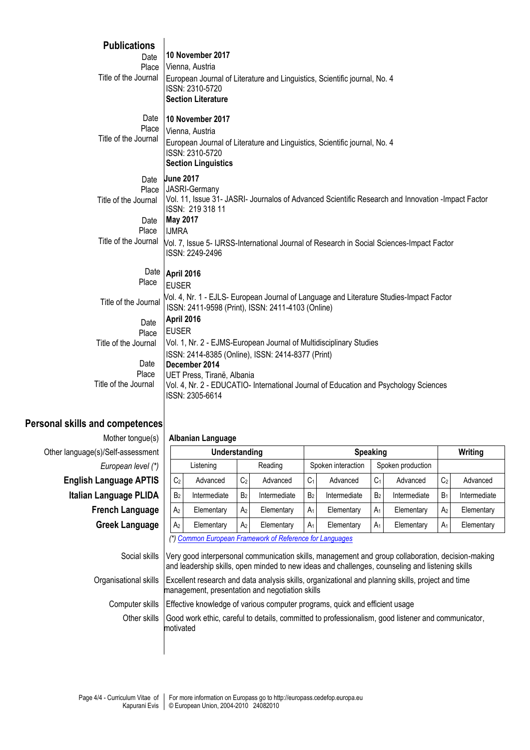## Publications

**Date:** **10 November 2017**
**Place:** Vienna, Austria
**Title of the Journal:** European Journal of Literature and Linguistics, Scientific journal, No. 4
ISSN: 2310-5720
**Section Literature**

**Date:** **10 November 2017**
**Place:** Vienna, Austria
**Title of the Journal:** European Journal of Literature and Linguistics, Scientific journal, No. 4
ISSN: 2310-5720
**Section Linguistics**

**Date:** **June 2017**
**Place:** JASRI-Germany
**Title of the Journal:** Vol. 11, Issue 31- JASRI- Journalos of Advanced Scientific Research and Innovation -Impact Factor
ISSN: 219 318 11

**Date:** **May 2017**
**Place:** IJMRA
**Title of the Journal:** Vol. 7, Issue 5- IJRSS-International Journal of Research in Social Sciences-Impact Factor
ISSN: 2249-2496

**Date:** **April 2016**
**Place:** EUSER
**Title of the Journal:** Vol. 4, Nr. 1 - EJLS- European Journal of Language and Literature Studies-Impact Factor
ISSN: 2411-9598 (Print), ISSN: 2411-4103 (Online)

**Date:** **April 2016**
**Place:** EUSER
**Title of the Journal:** Vol. 1, Nr. 2 - EJMS-European Journal of Multidisciplinary Studies
ISSN: 2414-8385 (Online), ISSN: 2414-8377 (Print)

**Date:** **December 2014**
**Place:** UET Press, Tiranë, Albania
**Title of the Journal:** Vol. 4, Nr. 2 - EDUCATIO- International Journal of Education and Psychology Sciences
ISSN: 2305-6614

## Personal skills and competences

**Mother tongue(s):** **Albanian Language**

**Other language(s)/Self-assessment**

| *European level (\*)* | Understanding | | | | Speaking | | | | Writing | |
|---|---|---|---|---|---|---|---|---|---|---|
| | Listening | | Reading | | Spoken interaction | | Spoken production | | | |
| **English Language APTIS** | $C_2$ | Advanced | $C_2$ | Advanced | $C_1$ | Advanced | $C_1$ | Advanced | $C_2$ | Advanced |
| **Italian Language PLIDA** | $B_2$ | Intermediate | $B_2$ | Intermediate | $B_2$ | Intermediate | $B_2$ | Intermediate | $B_1$ | Intermediate |
| **French Language** | $A_2$ | Elementary | $A_2$ | Elementary | $A_1$ | Elementary | $A_1$ | Elementary | $A_2$ | Elementary |
| **Greek Language** | $A_2$ | Elementary | $A_2$ | Elementary | $A_1$ | Elementary | $A_1$ | Elementary | $A_1$ | Elementary |

*(\*) Common European Framework of Reference for Languages*

**Social skills:** Very good interpersonal communication skills, management and group collaboration, decision-making and leadership skills, open minded to new ideas and challenges, counseling and listening skills

**Organisational skills:** Excellent research and data analysis skills, organizational and planning skills, project and time management, presentation and negotiation skills

**Computer skills:** Effective knowledge of various computer programs, quick and efficient usage

**Other skills:** Good work ethic, careful to details, committed to professionalism, good listener and communicator, motivated